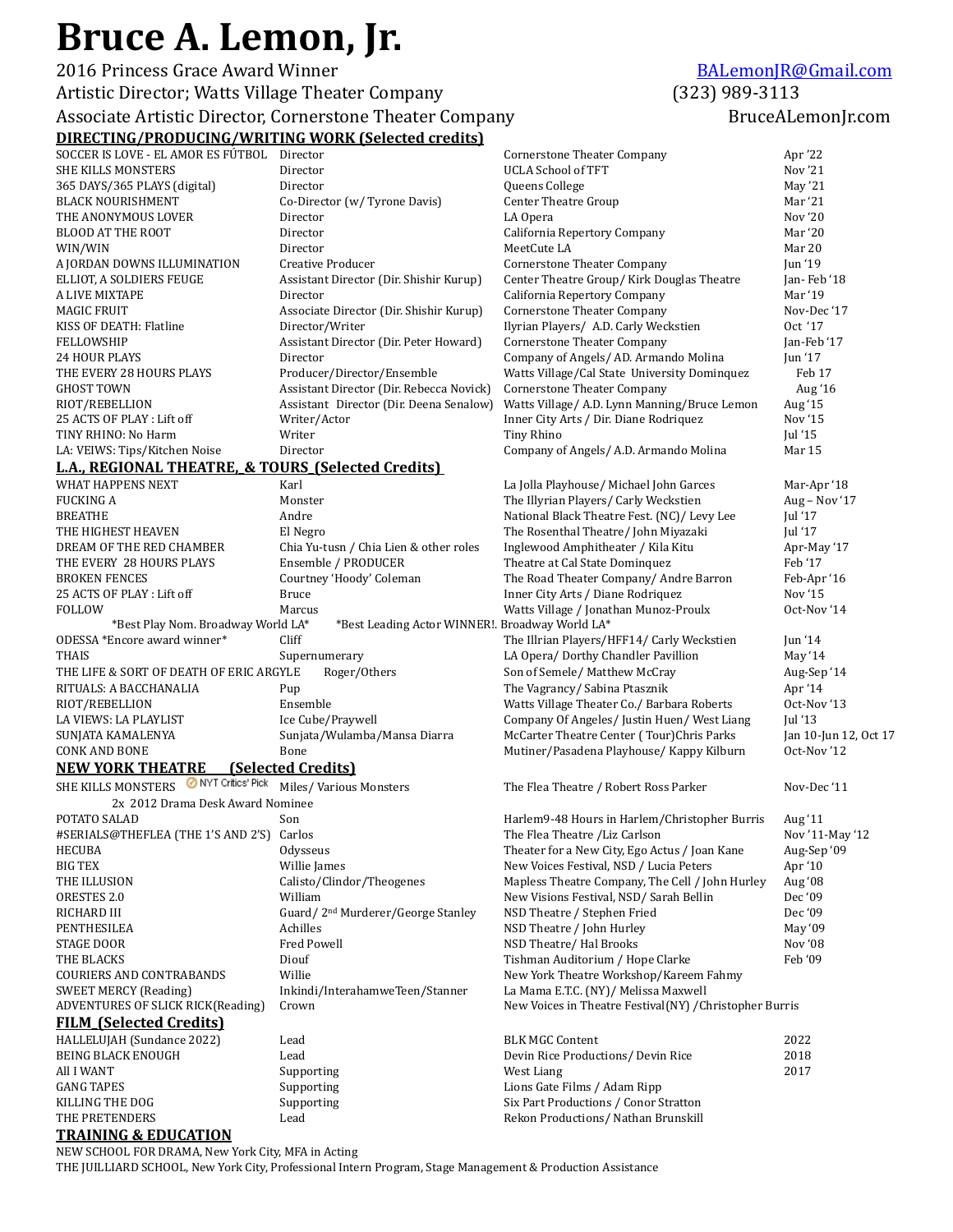# Bruce A. Lemon, Jr.

2016 Princess Grace Award Winner
Artistic Director; Watts Village Theater Company
Associate Artistic Director, Cornerstone Theater Company

BALemonJR@Gmail.com
(323) 989-3113
BruceALemonJr.com

## DIRECTING/PRODUCING/WRITING WORK (Selected credits)

| | | | |
|---|---|---|---|
| SOCCER IS LOVE - EL AMOR ES FÚTBOL | Director | Cornerstone Theater Company | Apr '22 |
| SHE KILLS MONSTERS | Director | UCLA School of TFT | Nov '21 |
| 365 DAYS/365 PLAYS (digital) | Director | Queens College | May '21 |
| BLACK NOURISHMENT | Co-Director (w/ Tyrone Davis) | Center Theatre Group | Mar '21 |
| THE ANONYMOUS LOVER | Director | LA Opera | Nov '20 |
| BLOOD AT THE ROOT | Director | California Repertory Company | Mar '20 |
| WIN/WIN | Director | MeetCute LA | Mar 20 |
| A JORDAN DOWNS ILLUMINATION | Creative Producer | Cornerstone Theater Company | Jun '19 |
| ELLIOT, A SOLDIERS FEUGE | Assistant Director (Dir. Shishir Kurup) | Center Theatre Group/ Kirk Douglas Theatre | Jan- Feb '18 |
| A LIVE MIXTAPE | Director | California Repertory Company | Mar '19 |
| MAGIC FRUIT | Associate Director (Dir. Shishir Kurup) | Cornerstone Theater Company | Nov-Dec '17 |
| KISS OF DEATH: Flatline | Director/Writer | Ilyrian Players/ A.D. Carly Weckstien | Oct '17 |
| FELLOWSHIP | Assistant Director (Dir. Peter Howard) | Cornerstone Theater Company | Jan-Feb '17 |
| 24 HOUR PLAYS | Director | Company of Angels/ AD. Armando Molina | Jun '17 |
| THE EVERY 28 HOURS PLAYS | Producer/Director/Ensemble | Watts Village/Cal State University Dominquez | Feb 17 |
| GHOST TOWN | Assistant Director (Dir. Rebecca Novick) | Cornerstone Theater Company | Aug '16 |
| RIOT/REBELLION | Assistant Director (Dir. Deena Senalow) | Watts Village/ A.D. Lynn Manning/Bruce Lemon | Aug '15 |
| 25 ACTS OF PLAY : Lift off | Writer/Actor | Inner City Arts / Dir. Diane Rodriquez | Nov '15 |
| TINY RHINO: No Harm | Writer | Tiny Rhino | Jul '15 |
| LA: VEIWS: Tips/Kitchen Noise | Director | Company of Angels/ A.D. Armando Molina | Mar 15 |

## L.A., REGIONAL THEATRE, & TOURS (Selected Credits)

| | | | |
|---|---|---|---|
| WHAT HAPPENS NEXT | Karl | La Jolla Playhouse/ Michael John Garces | Mar-Apr '18 |
| FUCKING A | Monster | The Illyrian Players/ Carly Weckstien | Aug – Nov '17 |
| BREATHE | Andre | National Black Theatre Fest. (NC)/ Levy Lee | Jul '17 |
| THE HIGHEST HEAVEN | El Negro | The Rosenthal Theatre/ John Miyazaki | Jul '17 |
| DREAM OF THE RED CHAMBER | Chia Yu-tusn / Chia Lien & other roles | Inglewood Amphitheater / Kila Kitu | Apr-May '17 |
| THE EVERY 28 HOURS PLAYS | Ensemble / PRODUCER | Theatre at Cal State Dominquez | Feb '17 |
| BROKEN FENCES | Courtney 'Hoody' Coleman | The Road Theater Company/ Andre Barron | Feb-Apr '16 |
| 25 ACTS OF PLAY : Lift off | Bruce | Inner City Arts / Diane Rodriquez | Nov '15 |
| FOLLOW | Marcus | Watts Village / Jonathan Munoz-Proulx | Oct-Nov '14 |
| *Best Play Nom. Broadway World LA* | *Best Leading Actor WINNER!. Broadway World LA* | | |
| ODESSA *Encore award winner* | Cliff | The Illrian Players/HFF14/ Carly Weckstien | Jun '14 |
| THAIS | Supernumerary | LA Opera/ Dorthy Chandler Pavillion | May '14 |
| THE LIFE & SORT OF DEATH OF ERIC ARGYLE | Roger/Others | Son of Semele/ Matthew McCray | Aug-Sep '14 |
| RITUALS: A BACCHANALIA | Pup | The Vagrancy/ Sabina Ptasznik | Apr '14 |
| RIOT/REBELLION | Ensemble | Watts Village Theater Co./ Barbara Roberts | Oct-Nov '13 |
| LA VIEWS: LA PLAYLIST | Ice Cube/Praywell | Company Of Angeles/ Justin Huen/ West Liang | Jul '13 |
| SUNJATA KAMALENYA | Sunjata/Wulamba/Mansa Diarra | McCarter Theatre Center ( Tour)Chris Parks | Jan 10-Jun 12, Oct 17 |
| CONK AND BONE | Bone | Mutiner/Pasadena Playhouse/ Kappy Kilburn | Oct-Nov '12 |

## NEW YORK THEATRE (Selected Credits)

| | | | |
|---|---|---|---|
| SHE KILLS MONSTERS (NYT Critics' Pick) | Miles/ Various Monsters | The Flea Theatre / Robert Ross Parker | Nov-Dec '11 |
| 2x 2012 Drama Desk Award Nominee | | | |
| POTATO SALAD | Son | Harlem9-48 Hours in Harlem/Christopher Burris | Aug '11 |
| #SERIALS@THEFLEA (THE 1'S AND 2'S) | Carlos | The Flea Theatre /Liz Carlson | Nov '11-May '12 |
| HECUBA | Odysseus | Theater for a New City, Ego Actus / Joan Kane | Aug-Sep '09 |
| BIG TEX | Willie James | New Voices Festival, NSD / Lucia Peters | Apr '10 |
| THE ILLUSION | Calisto/Clindor/Theogenes | Mapless Theatre Company, The Cell / John Hurley | Aug '08 |
| ORESTES 2.0 | William | New Visions Festival, NSD/ Sarah Bellin | Dec '09 |
| RICHARD III | Guard/ 2nd Murderer/George Stanley | NSD Theatre / Stephen Fried | Dec '09 |
| PENTHESILEA | Achilles | NSD Theatre / John Hurley | May '09 |
| STAGE DOOR | Fred Powell | NSD Theatre/ Hal Brooks | Nov '08 |
| THE BLACKS | Diouf | Tishman Auditorium / Hope Clarke | Feb '09 |
| COURIERS AND CONTRABANDS | Willie | New York Theatre Workshop/Kareem Fahmy | |
| SWEET MERCY (Reading) | Inkindi/InterahamweTeen/Stanner | La Mama E.T.C. (NY)/ Melissa Maxwell | |
| ADVENTURES OF SLICK RICK(Reading) | Crown | New Voices in Theatre Festival(NY) /Christopher Burris | |

## FILM (Selected Credits)

| | | | |
|---|---|---|---|
| HALLELUJAH (Sundance 2022) | Lead | BLK MGC Content | 2022 |
| BEING BLACK ENOUGH | Lead | Devin Rice Productions/ Devin Rice | 2018 |
| All I WANT | Supporting | West Liang | 2017 |
| GANG TAPES | Supporting | Lions Gate Films / Adam Ripp | |
| KILLING THE DOG | Supporting | Six Part Productions / Conor Stratton | |
| THE PRETENDERS | Lead | Rekon Productions/ Nathan Brunskill | |

## TRAINING & EDUCATION

NEW SCHOOL FOR DRAMA, New York City, MFA in Acting
THE JUILLIARD SCHOOL, New York City, Professional Intern Program, Stage Management & Production Assistance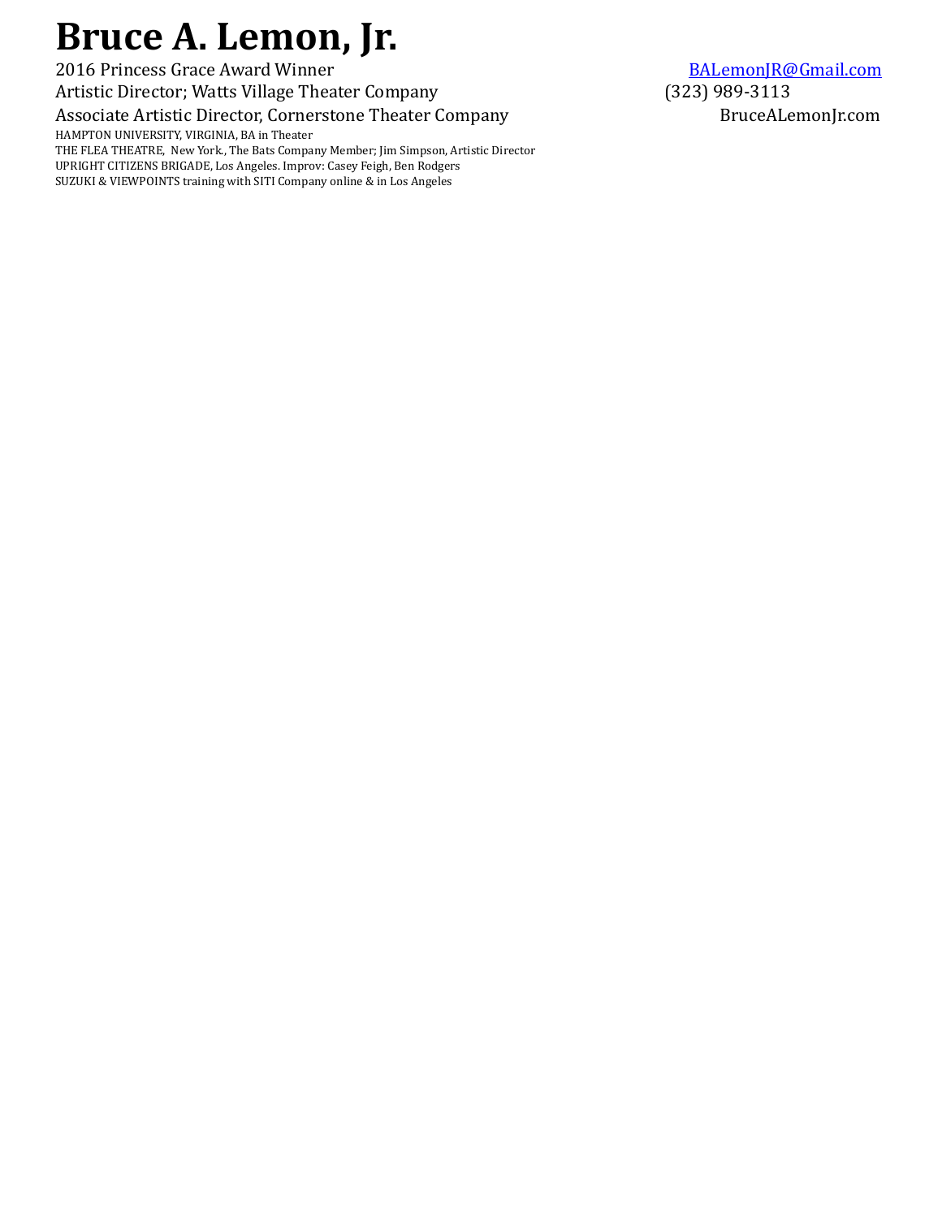# Bruce A. Lemon, Jr.

2016 Princess Grace Award Winner

Artistic Director; Watts Village Theater Company

Associate Artistic Director, Cornerstone Theater Company

BALemonJR@Gmail.com

(323) 989-3113

BruceALemonJr.com

HAMPTON UNIVERSITY, VIRGINIA, BA in Theater

THE FLEA THEATRE, New York., The Bats Company Member; Jim Simpson, Artistic Director

UPRIGHT CITIZENS BRIGADE, Los Angeles. Improv: Casey Feigh, Ben Rodgers

SUZUKI & VIEWPOINTS training with SITI Company online & in Los Angeles